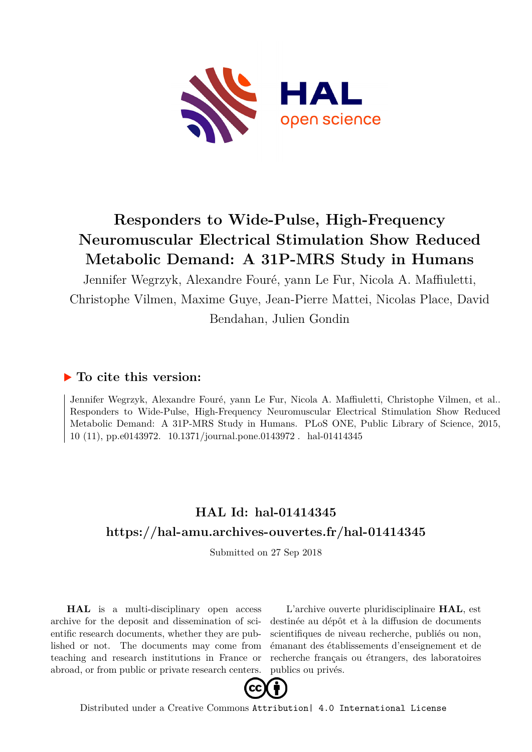# Responders to Wide-Pulse, High-Frequency Neuromuscular Electrical Stimulation Show Reduced Metabolic Demand: A 31P-MRS Study in Humans

Jennifer Wegrzyk, Alexandre Fouré, yann Le Fur, Nicola A. Maffiuletti, Christophe Vilmen, Maxime Guye, Jean-Pierre Mattei, Nicolas Place, David Bendahan, Julien Gondin

## ▶ To cite this version:

Jennifer Wegrzyk, Alexandre Fouré, yann Le Fur, Nicola A. Maffiuletti, Christophe Vilmen, et al.. Responders to Wide-Pulse, High-Frequency Neuromuscular Electrical Stimulation Show Reduced Metabolic Demand: A 31P-MRS Study in Humans. PLoS ONE, Public Library of Science, 2015, 10 (11), pp.e0143972. 10.1371/journal.pone.0143972. hal-01414345

## HAL Id: hal-01414345

## https://hal-amu.archives-ouvertes.fr/hal-01414345

Submitted on 27 Sep 2018

**HAL** is a multi-disciplinary open access archive for the deposit and dissemination of scientific research documents, whether they are published or not. The documents may come from teaching and research institutions in France or abroad, or from public or private research centers.

L'archive ouverte pluridisciplinaire **HAL**, est destinée au dépôt et à la diffusion de documents scientifiques de niveau recherche, publiés ou non, émanant des établissements d'enseignement et de recherche français ou étrangers, des laboratoires publics ou privés.

Distributed under a Creative Commons Attribution| 4.0 International License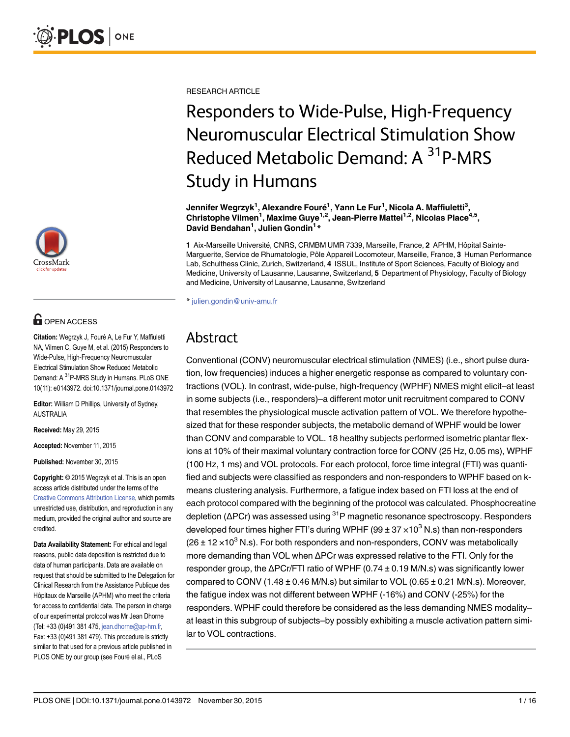RESEARCH ARTICLE

# Responders to Wide-Pulse, High-Frequency Neuromuscular Electrical Stimulation Show Reduced Metabolic Demand: A $^{31}$P-MRS Study in Humans

**Jennifer Wegrzyk[1], Alexandre Fouré[1], Yann Le Fur[1], Nicola A. Maffiuletti[3], Christophe Vilmen[1], Maxime Guye[1,2], Jean-Pierre Mattei[1,2], Nicolas Place[4,5], David Bendahan[1], Julien Gondin[1]***

**1** Aix-Marseille Université, CNRS, CRMBM UMR 7339, Marseille, France, **2** APHM, Hôpital Sainte-Marguerite, Service de Rhumatologie, Pôle Appareil Locomoteur, Marseille, France, **3** Human Performance Lab, Schulthess Clinic, Zurich, Switzerland, **4** ISSUL, Institute of Sport Sciences, Faculty of Biology and Medicine, University of Lausanne, Lausanne, Switzerland, **5** Department of Physiology, Faculty of Biology and Medicine, University of Lausanne, Lausanne, Switzerland

* julien.gondin@univ-amu.fr

OPEN ACCESS

**Citation:** Wegrzyk J, Fouré A, Le Fur Y, Maffiuletti NA, Vilmen C, Guye M, et al. (2015) Responders to Wide-Pulse, High-Frequency Neuromuscular Electrical Stimulation Show Reduced Metabolic Demand: A $^{31}$P-MRS Study in Humans. PLoS ONE 10(11): e0143972. doi:10.1371/journal.pone.0143972

**Editor:** William D Phillips, University of Sydney, AUSTRALIA

**Received:** May 29, 2015

**Accepted:** November 11, 2015

**Published:** November 30, 2015

**Copyright:** © 2015 Wegrzyk et al. This is an open access article distributed under the terms of the Creative Commons Attribution License, which permits unrestricted use, distribution, and reproduction in any medium, provided the original author and source are credited.

**Data Availability Statement:** For ethical and legal reasons, public data deposition is restricted due to data of human participants. Data are available on request that should be submitted to the Delegation for Clinical Research from the Assistance Publique des Hôpitaux de Marseille (APHM) who meet the criteria for access to confidential data. The person in charge of our experimental protocol was Mr Jean Dhorne (Tel: +33 (0)491 381 475, jean.dhorne@ap-hm.fr, Fax: +33 (0)491 381 479). This procedure is strictly similar to that used for a previous article published in PLOS ONE by our group (see Fouré el al., PLoS

## Abstract

Conventional (CONV) neuromuscular electrical stimulation (NMES) (i.e., short pulse duration, low frequencies) induces a higher energetic response as compared to voluntary contractions (VOL). In contrast, wide-pulse, high-frequency (WPHF) NMES might elicit–at least in some subjects (i.e., responders)–a different motor unit recruitment compared to CONV that resembles the physiological muscle activation pattern of VOL. We therefore hypothesized that for these responder subjects, the metabolic demand of WPHF would be lower than CONV and comparable to VOL. 18 healthy subjects performed isometric plantar flexions at 10% of their maximal voluntary contraction force for CONV (25 Hz, 0.05 ms), WPHF (100 Hz, 1 ms) and VOL protocols. For each protocol, force time integral (FTI) was quantified and subjects were classified as responders and non-responders to WPHF based on k-means clustering analysis. Furthermore, a fatigue index based on FTI loss at the end of each protocol compared with the beginning of the protocol was calculated. Phosphocreatine depletion (ΔPCr) was assessed using $^{31}$P magnetic resonance spectroscopy. Responders developed four times higher FTI's during WPHF ($99 \pm 37 \times 10^3$ N.s) than non-responders ($26 \pm 12 \times 10^3$ N.s). For both responders and non-responders, CONV was metabolically more demanding than VOL when ΔPCr was expressed relative to the FTI. Only for the responder group, the ΔPCr/FTI ratio of WPHF ($0.74 \pm 0.19$ M/N.s) was significantly lower compared to CONV ($1.48 \pm 0.46$ M/N.s) but similar to VOL ($0.65 \pm 0.21$ M/N.s). Moreover, the fatigue index was not different between WPHF (-16%) and CONV (-25%) for the responders. WPHF could therefore be considered as the less demanding NMES modality–at least in this subgroup of subjects–by possibly exhibiting a muscle activation pattern similar to VOL contractions.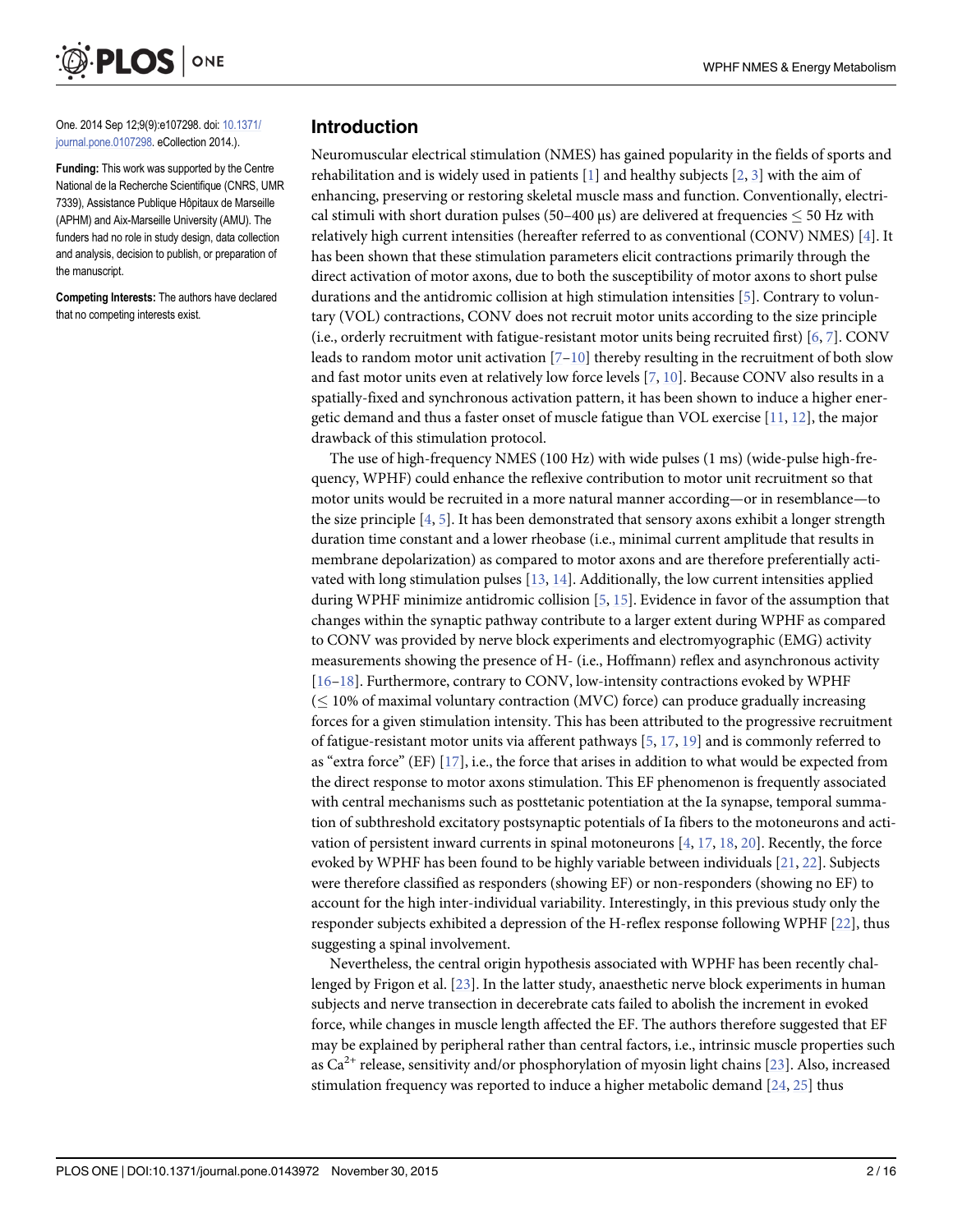One. 2014 Sep 12;9(9):e107298. doi: 10.1371/journal.pone.0107298. eCollection 2014.).

**Funding:** This work was supported by the Centre National de la Recherche Scientifique (CNRS, UMR 7339), Assistance Publique Hôpitaux de Marseille (APHM) and Aix-Marseille University (AMU). The funders had no role in study design, data collection and analysis, decision to publish, or preparation of the manuscript.

**Competing Interests:** The authors have declared that no competing interests exist.

## Introduction

Neuromuscular electrical stimulation (NMES) has gained popularity in the fields of sports and rehabilitation and is widely used in patients [1] and healthy subjects [2, 3] with the aim of enhancing, preserving or restoring skeletal muscle mass and function. Conventionally, electrical stimuli with short duration pulses (50–400 μs) are delivered at frequencies ≤ 50 Hz with relatively high current intensities (hereafter referred to as conventional (CONV) NMES) [4]. It has been shown that these stimulation parameters elicit contractions primarily through the direct activation of motor axons, due to both the susceptibility of motor axons to short pulse durations and the antidromic collision at high stimulation intensities [5]. Contrary to voluntary (VOL) contractions, CONV does not recruit motor units according to the size principle (i.e., orderly recruitment with fatigue-resistant motor units being recruited first) [6, 7]. CONV leads to random motor unit activation [7–10] thereby resulting in the recruitment of both slow and fast motor units even at relatively low force levels [7, 10]. Because CONV also results in a spatially-fixed and synchronous activation pattern, it has been shown to induce a higher energetic demand and thus a faster onset of muscle fatigue than VOL exercise [11, 12], the major drawback of this stimulation protocol.

The use of high-frequency NMES (100 Hz) with wide pulses (1 ms) (wide-pulse high-frequency, WPHF) could enhance the reflexive contribution to motor unit recruitment so that motor units would be recruited in a more natural manner according—or in resemblance—to the size principle [4, 5]. It has been demonstrated that sensory axons exhibit a longer strength duration time constant and a lower rheobase (i.e., minimal current amplitude that results in membrane depolarization) as compared to motor axons and are therefore preferentially activated with long stimulation pulses [13, 14]. Additionally, the low current intensities applied during WPHF minimize antidromic collision [5, 15]. Evidence in favor of the assumption that changes within the synaptic pathway contribute to a larger extent during WPHF as compared to CONV was provided by nerve block experiments and electromyographic (EMG) activity measurements showing the presence of H- (i.e., Hoffmann) reflex and asynchronous activity [16–18]. Furthermore, contrary to CONV, low-intensity contractions evoked by WPHF (≤ 10% of maximal voluntary contraction (MVC) force) can produce gradually increasing forces for a given stimulation intensity. This has been attributed to the progressive recruitment of fatigue-resistant motor units via afferent pathways [5, 17, 19] and is commonly referred to as "extra force" (EF) [17], i.e., the force that arises in addition to what would be expected from the direct response to motor axons stimulation. This EF phenomenon is frequently associated with central mechanisms such as posttetanic potentiation at the Ia synapse, temporal summation of subthreshold excitatory postsynaptic potentials of Ia fibers to the motoneurons and activation of persistent inward currents in spinal motoneurons [4, 17, 18, 20]. Recently, the force evoked by WPHF has been found to be highly variable between individuals [21, 22]. Subjects were therefore classified as responders (showing EF) or non-responders (showing no EF) to account for the high inter-individual variability. Interestingly, in this previous study only the responder subjects exhibited a depression of the H-reflex response following WPHF [22], thus suggesting a spinal involvement.

Nevertheless, the central origin hypothesis associated with WPHF has been recently challenged by Frigon et al. [23]. In the latter study, anaesthetic nerve block experiments in human subjects and nerve transection in decerebrate cats failed to abolish the increment in evoked force, while changes in muscle length affected the EF. The authors therefore suggested that EF may be explained by peripheral rather than central factors, i.e., intrinsic muscle properties such as $Ca^{2+}$ release, sensitivity and/or phosphorylation of myosin light chains [23]. Also, increased stimulation frequency was reported to induce a higher metabolic demand [24, 25] thus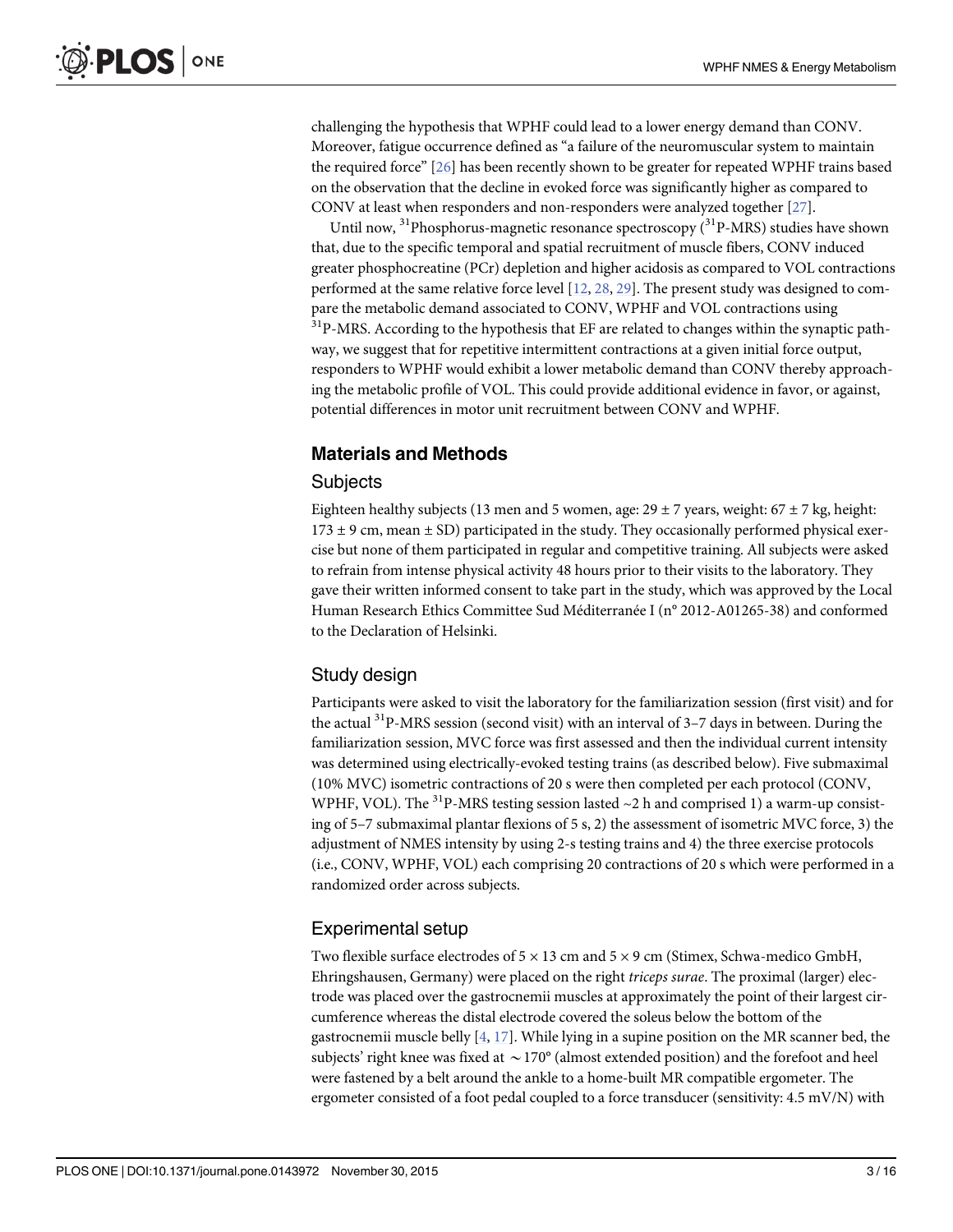challenging the hypothesis that WPHF could lead to a lower energy demand than CONV. Moreover, fatigue occurrence defined as "a failure of the neuromuscular system to maintain the required force" [26] has been recently shown to be greater for repeated WPHF trains based on the observation that the decline in evoked force was significantly higher as compared to CONV at least when responders and non-responders were analyzed together [27].

Until now, $^{31}$Phosphorus-magnetic resonance spectroscopy ($^{31}$P-MRS) studies have shown that, due to the specific temporal and spatial recruitment of muscle fibers, CONV induced greater phosphocreatine (PCr) depletion and higher acidosis as compared to VOL contractions performed at the same relative force level [12, 28, 29]. The present study was designed to compare the metabolic demand associated to CONV, WPHF and VOL contractions using $^{31}$P-MRS. According to the hypothesis that EF are related to changes within the synaptic pathway, we suggest that for repetitive intermittent contractions at a given initial force output, responders to WPHF would exhibit a lower metabolic demand than CONV thereby approaching the metabolic profile of VOL. This could provide additional evidence in favor, or against, potential differences in motor unit recruitment between CONV and WPHF.

## Materials and Methods

### Subjects

Eighteen healthy subjects (13 men and 5 women, age: 29 ± 7 years, weight: 67 ± 7 kg, height: 173 ± 9 cm, mean ± SD) participated in the study. They occasionally performed physical exercise but none of them participated in regular and competitive training. All subjects were asked to refrain from intense physical activity 48 hours prior to their visits to the laboratory. They gave their written informed consent to take part in the study, which was approved by the Local Human Research Ethics Committee Sud Méditerranée I (n° 2012-A01265-38) and conformed to the Declaration of Helsinki.

### Study design

Participants were asked to visit the laboratory for the familiarization session (first visit) and for the actual $^{31}$P-MRS session (second visit) with an interval of 3–7 days in between. During the familiarization session, MVC force was first assessed and then the individual current intensity was determined using electrically-evoked testing trains (as described below). Five submaximal (10% MVC) isometric contractions of 20 s were then completed per each protocol (CONV, WPHF, VOL). The $^{31}$P-MRS testing session lasted ~2 h and comprised 1) a warm-up consisting of 5–7 submaximal plantar flexions of 5 s, 2) the assessment of isometric MVC force, 3) the adjustment of NMES intensity by using 2-s testing trains and 4) the three exercise protocols (i.e., CONV, WPHF, VOL) each comprising 20 contractions of 20 s which were performed in a randomized order across subjects.

### Experimental setup

Two flexible surface electrodes of 5 × 13 cm and 5 × 9 cm (Stimex, Schwa-medico GmbH, Ehringshausen, Germany) were placed on the right *triceps surae*. The proximal (larger) electrode was placed over the gastrocnemii muscles at approximately the point of their largest circumference whereas the distal electrode covered the soleus below the bottom of the gastrocnemii muscle belly [4, 17]. While lying in a supine position on the MR scanner bed, the subjects' right knee was fixed at ∼170° (almost extended position) and the forefoot and heel were fastened by a belt around the ankle to a home-built MR compatible ergometer. The ergometer consisted of a foot pedal coupled to a force transducer (sensitivity: 4.5 mV/N) with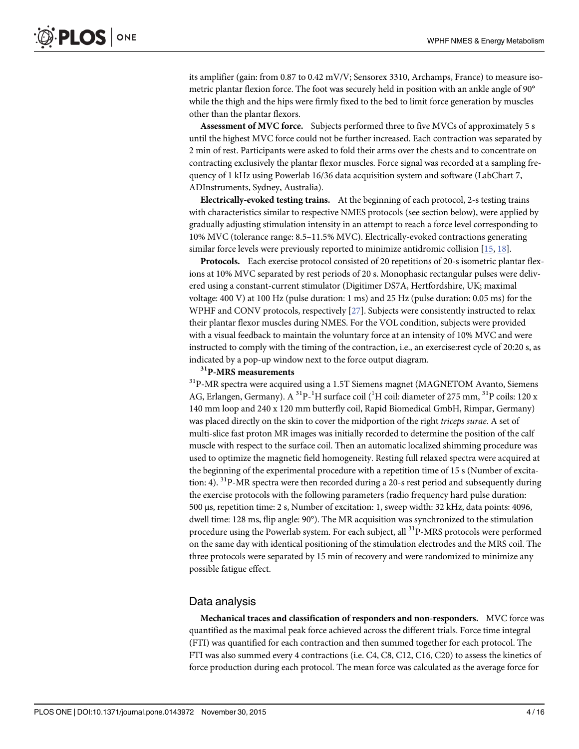its amplifier (gain: from 0.87 to 0.42 mV/V; Sensorex 3310, Archamps, France) to measure isometric plantar flexion force. The foot was securely held in position with an ankle angle of 90° while the thigh and the hips were firmly fixed to the bed to limit force generation by muscles other than the plantar flexors.

**Assessment of MVC force.** Subjects performed three to five MVCs of approximately 5 s until the highest MVC force could not be further increased. Each contraction was separated by 2 min of rest. Participants were asked to fold their arms over the chests and to concentrate on contracting exclusively the plantar flexor muscles. Force signal was recorded at a sampling frequency of 1 kHz using Powerlab 16/36 data acquisition system and software (LabChart 7, ADInstruments, Sydney, Australia).

**Electrically-evoked testing trains.** At the beginning of each protocol, 2-s testing trains with characteristics similar to respective NMES protocols (see section below), were applied by gradually adjusting stimulation intensity in an attempt to reach a force level corresponding to 10% MVC (tolerance range: 8.5–11.5% MVC). Electrically-evoked contractions generating similar force levels were previously reported to minimize antidromic collision [15, 18].

**Protocols.** Each exercise protocol consisted of 20 repetitions of 20-s isometric plantar flexions at 10% MVC separated by rest periods of 20 s. Monophasic rectangular pulses were delivered using a constant-current stimulator (Digitimer DS7A, Hertfordshire, UK; maximal voltage: 400 V) at 100 Hz (pulse duration: 1 ms) and 25 Hz (pulse duration: 0.05 ms) for the WPHF and CONV protocols, respectively [27]. Subjects were consistently instructed to relax their plantar flexor muscles during NMES. For the VOL condition, subjects were provided with a visual feedback to maintain the voluntary force at an intensity of 10% MVC and were instructed to comply with the timing of the contraction, i.e., an exercise:rest cycle of 20:20 s, as indicated by a pop-up window next to the force output diagram.

### $^{31}$P-MRS measurements

$^{31}$P-MR spectra were acquired using a 1.5T Siemens magnet (MAGNETOM Avanto, Siemens AG, Erlangen, Germany). A $^{31}$P-$^{1}$H surface coil ($^{1}$H coil: diameter of 275 mm, $^{31}$P coils: 120 x 140 mm loop and 240 x 120 mm butterfly coil, Rapid Biomedical GmbH, Rimpar, Germany) was placed directly on the skin to cover the midportion of the right *triceps surae*. A set of multi-slice fast proton MR images was initially recorded to determine the position of the calf muscle with respect to the surface coil. Then an automatic localized shimming procedure was used to optimize the magnetic field homogeneity. Resting full relaxed spectra were acquired at the beginning of the experimental procedure with a repetition time of 15 s (Number of excitation: 4). $^{31}$P-MR spectra were then recorded during a 20-s rest period and subsequently during the exercise protocols with the following parameters (radio frequency hard pulse duration: 500 μs, repetition time: 2 s, Number of excitation: 1, sweep width: 32 kHz, data points: 4096, dwell time: 128 ms, flip angle: 90°). The MR acquisition was synchronized to the stimulation procedure using the Powerlab system. For each subject, all $^{31}$P-MRS protocols were performed on the same day with identical positioning of the stimulation electrodes and the MRS coil. The three protocols were separated by 15 min of recovery and were randomized to minimize any possible fatigue effect.

## Data analysis

**Mechanical traces and classification of responders and non-responders.** MVC force was quantified as the maximal peak force achieved across the different trials. Force time integral (FTI) was quantified for each contraction and then summed together for each protocol. The FTI was also summed every 4 contractions (i.e. C4, C8, C12, C16, C20) to assess the kinetics of force production during each protocol. The mean force was calculated as the average force for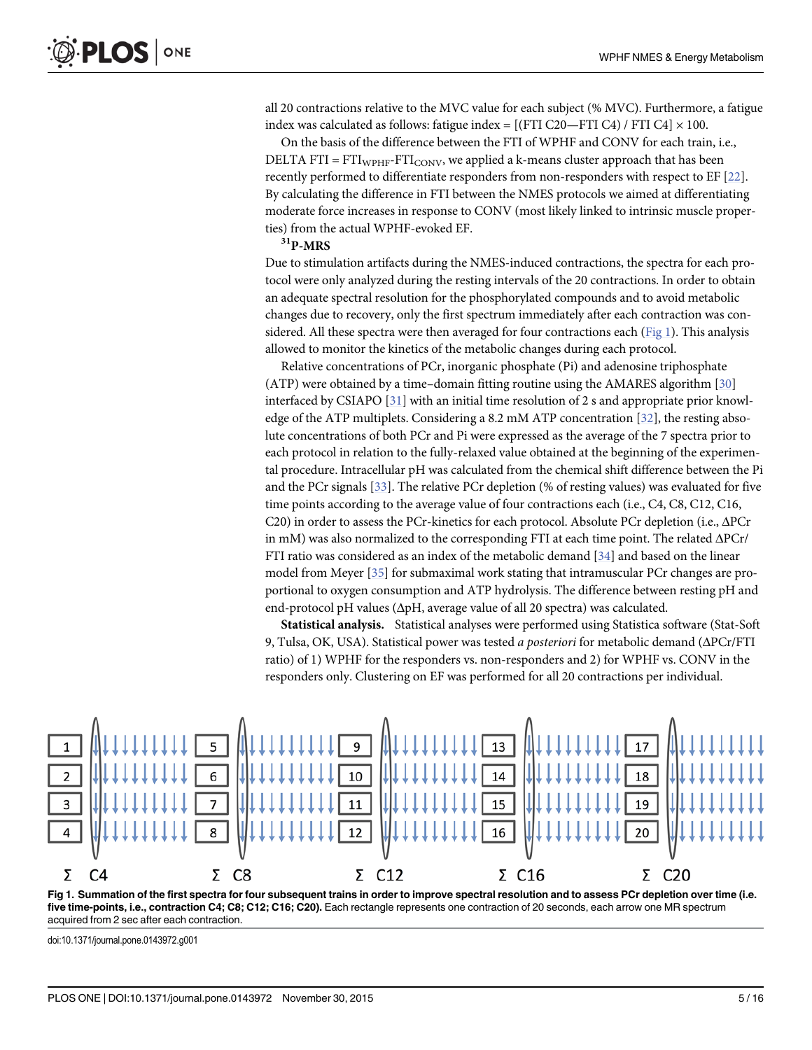all 20 contractions relative to the MVC value for each subject (% MVC). Furthermore, a fatigue index was calculated as follows: fatigue index = [(FTI C20—FTI C4) / FTI C4] × 100.

On the basis of the difference between the FTI of WPHF and CONV for each train, i.e., DELTA FTI = $FTI_{WPHF}$-$FTI_{CONV}$, we applied a k-means cluster approach that has been recently performed to differentiate responders from non-responders with respect to EF [22]. By calculating the difference in FTI between the NMES protocols we aimed at differentiating moderate force increases in response to CONV (most likely linked to intrinsic muscle properties) from the actual WPHF-evoked EF.

### $^{31}$P-MRS

Due to stimulation artifacts during the NMES-induced contractions, the spectra for each protocol were only analyzed during the resting intervals of the 20 contractions. In order to obtain an adequate spectral resolution for the phosphorylated compounds and to avoid metabolic changes due to recovery, only the first spectrum immediately after each contraction was considered. All these spectra were then averaged for four contractions each (Fig 1). This analysis allowed to monitor the kinetics of the metabolic changes during each protocol.

Relative concentrations of PCr, inorganic phosphate (Pi) and adenosine triphosphate (ATP) were obtained by a time–domain fitting routine using the AMARES algorithm [30] interfaced by CSIAPO [31] with an initial time resolution of 2 s and appropriate prior knowledge of the ATP multiplets. Considering a 8.2 mM ATP concentration [32], the resting absolute concentrations of both PCr and Pi were expressed as the average of the 7 spectra prior to each protocol in relation to the fully-relaxed value obtained at the beginning of the experimental procedure. Intracellular pH was calculated from the chemical shift difference between the Pi and the PCr signals [33]. The relative PCr depletion (% of resting values) was evaluated for five time points according to the average value of four contractions each (i.e., C4, C8, C12, C16, C20) in order to assess the PCr-kinetics for each protocol. Absolute PCr depletion (i.e., ΔPCr in mM) was also normalized to the corresponding FTI at each time point. The related ΔPCr/FTI ratio was considered as an index of the metabolic demand [34] and based on the linear model from Meyer [35] for submaximal work stating that intramuscular PCr changes are proportional to oxygen consumption and ATP hydrolysis. The difference between resting pH and end-protocol pH values (ΔpH, average value of all 20 spectra) was calculated.

**Statistical analysis.** Statistical analyses were performed using Statistica software (Stat-Soft 9, Tulsa, OK, USA). Statistical power was tested *a posteriori* for metabolic demand (ΔPCr/FTI ratio) of 1) WPHF for the responders vs. non-responders and 2) for WPHF vs. CONV in the responders only. Clustering on EF was performed for all 20 contractions per individual.

**Fig 1. Summation of the first spectra for four subsequent trains in order to improve spectral resolution and to assess PCr depletion over time (i.e. five time-points, i.e., contraction C4; C8; C12; C16; C20).** Each rectangle represents one contraction of 20 seconds, each arrow one MR spectrum acquired from 2 sec after each contraction.

doi:10.1371/journal.pone.0143972.g001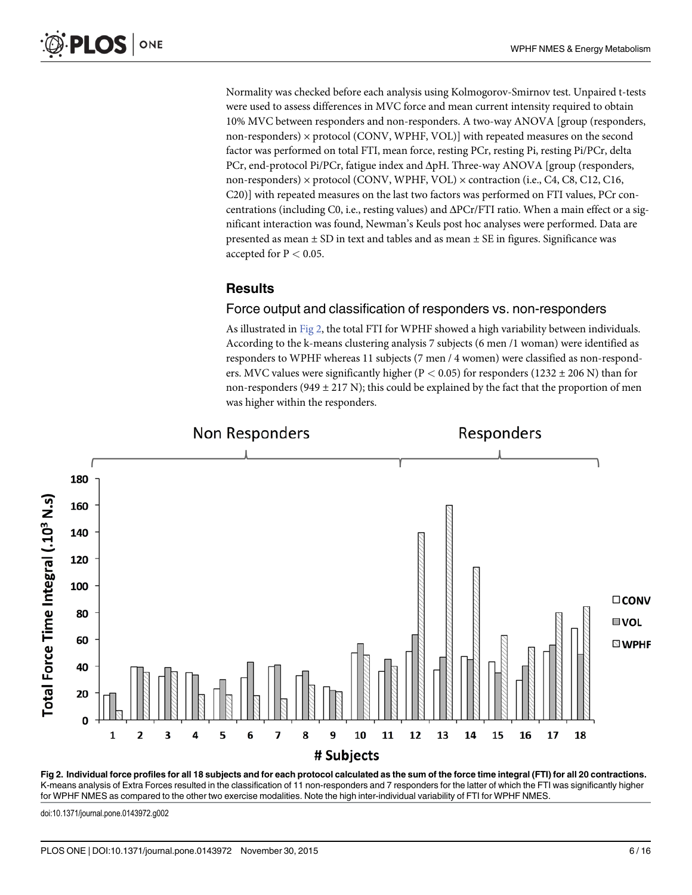Normality was checked before each analysis using Kolmogorov-Smirnov test. Unpaired t-tests were used to assess differences in MVC force and mean current intensity required to obtain 10% MVC between responders and non-responders. A two-way ANOVA [group (responders, non-responders) × protocol (CONV, WPHF, VOL)] with repeated measures on the second factor was performed on total FTI, mean force, resting PCr, resting Pi, resting Pi/PCr, delta PCr, end-protocol Pi/PCr, fatigue index and ΔpH. Three-way ANOVA [group (responders, non-responders) × protocol (CONV, WPHF, VOL) × contraction (i.e., C4, C8, C12, C16, C20)] with repeated measures on the last two factors was performed on FTI values, PCr concentrations (including C0, i.e., resting values) and ΔPCr/FTI ratio. When a main effect or a significant interaction was found, Newman's Keuls post hoc analyses were performed. Data are presented as mean ± SD in text and tables and as mean ± SE in figures. Significance was accepted for $P < 0.05$.

## Results

### Force output and classification of responders vs. non-responders

As illustrated in Fig 2, the total FTI for WPHF showed a high variability between individuals. According to the k-means clustering analysis 7 subjects (6 men /1 woman) were identified as responders to WPHF whereas 11 subjects (7 men / 4 women) were classified as non-responders. MVC values were significantly higher ($P < 0.05$) for responders (1232 ± 206 N) than for non-responders (949 ± 217 N); this could be explained by the fact that the proportion of men was higher within the responders.

**Fig 2. Individual force profiles for all 18 subjects and for each protocol calculated as the sum of the force time integral (FTI) for all 20 contractions.** K-means analysis of Extra Forces resulted in the classification of 11 non-responders and 7 responders for the latter of which the FTI was significantly higher for WPHF NMES as compared to the other two exercise modalities. Note the high inter-individual variability of FTI for WPHF NMES.

doi:10.1371/journal.pone.0143972.g002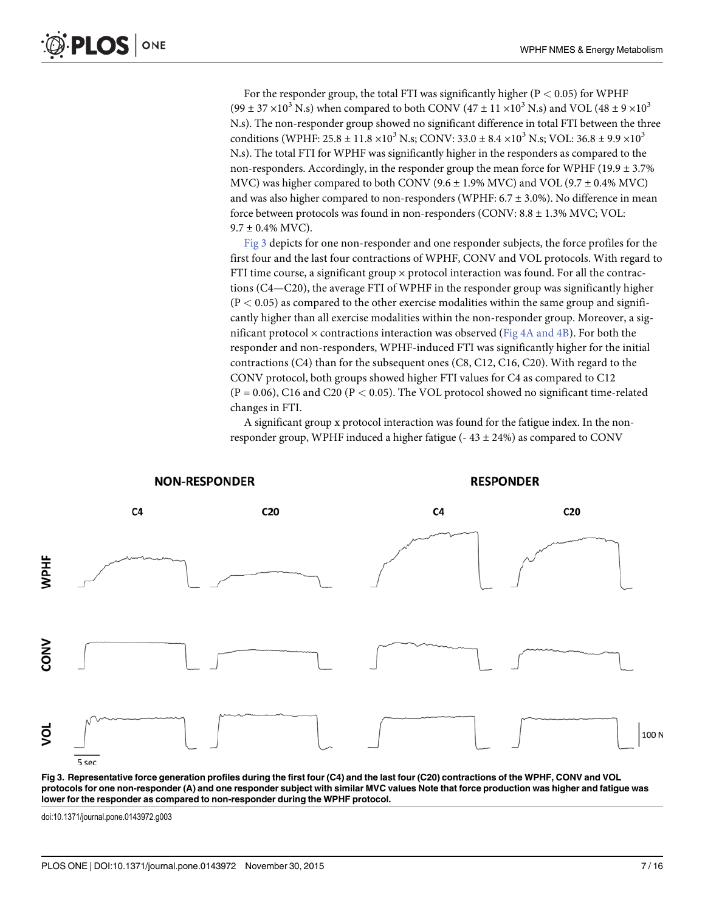For the responder group, the total FTI was significantly higher ($P < 0.05$) for WPHF ($99 \pm 37 \times 10^3$ N.s) when compared to both CONV ($47 \pm 11 \times 10^3$ N.s) and VOL ($48 \pm 9 \times 10^3$ N.s). The non-responder group showed no significant difference in total FTI between the three conditions (WPHF: $25.8 \pm 11.8 \times 10^3$ N.s; CONV: $33.0 \pm 8.4 \times 10^3$ N.s; VOL: $36.8 \pm 9.9 \times 10^3$ N.s). The total FTI for WPHF was significantly higher in the responders as compared to the non-responders. Accordingly, in the responder group the mean force for WPHF ($19.9 \pm 3.7$% MVC) was higher compared to both CONV ($9.6 \pm 1.9$% MVC) and VOL ($9.7 \pm 0.4$% MVC) and was also higher compared to non-responders (WPHF: $6.7 \pm 3.0$%). No difference in mean force between protocols was found in non-responders (CONV: $8.8 \pm 1.3$% MVC; VOL: $9.7 \pm 0.4$% MVC).

Fig 3 depicts for one non-responder and one responder subjects, the force profiles for the first four and the last four contractions of WPHF, CONV and VOL protocols. With regard to FTI time course, a significant group × protocol interaction was found. For all the contractions (C4—C20), the average FTI of WPHF in the responder group was significantly higher ($P < 0.05$) as compared to the other exercise modalities within the same group and significantly higher than all exercise modalities within the non-responder group. Moreover, a significant protocol × contractions interaction was observed (Fig 4A and 4B). For both the responder and non-responders, WPHF-induced FTI was significantly higher for the initial contractions (C4) than for the subsequent ones (C8, C12, C16, C20). With regard to the CONV protocol, both groups showed higher FTI values for C4 as compared to C12 ($P = 0.06$), C16 and C20 ($P < 0.05$). The VOL protocol showed no significant time-related changes in FTI.

A significant group x protocol interaction was found for the fatigue index. In the non-responder group, WPHF induced a higher fatigue ($-43 \pm 24$%) as compared to CONV

**Fig 3. Representative force generation profiles during the first four (C4) and the last four (C20) contractions of the WPHF, CONV and VOL protocols for one non-responder (A) and one responder subject with similar MVC values Note that force production was higher and fatigue was lower for the responder as compared to non-responder during the WPHF protocol.**

doi:10.1371/journal.pone.0143972.g003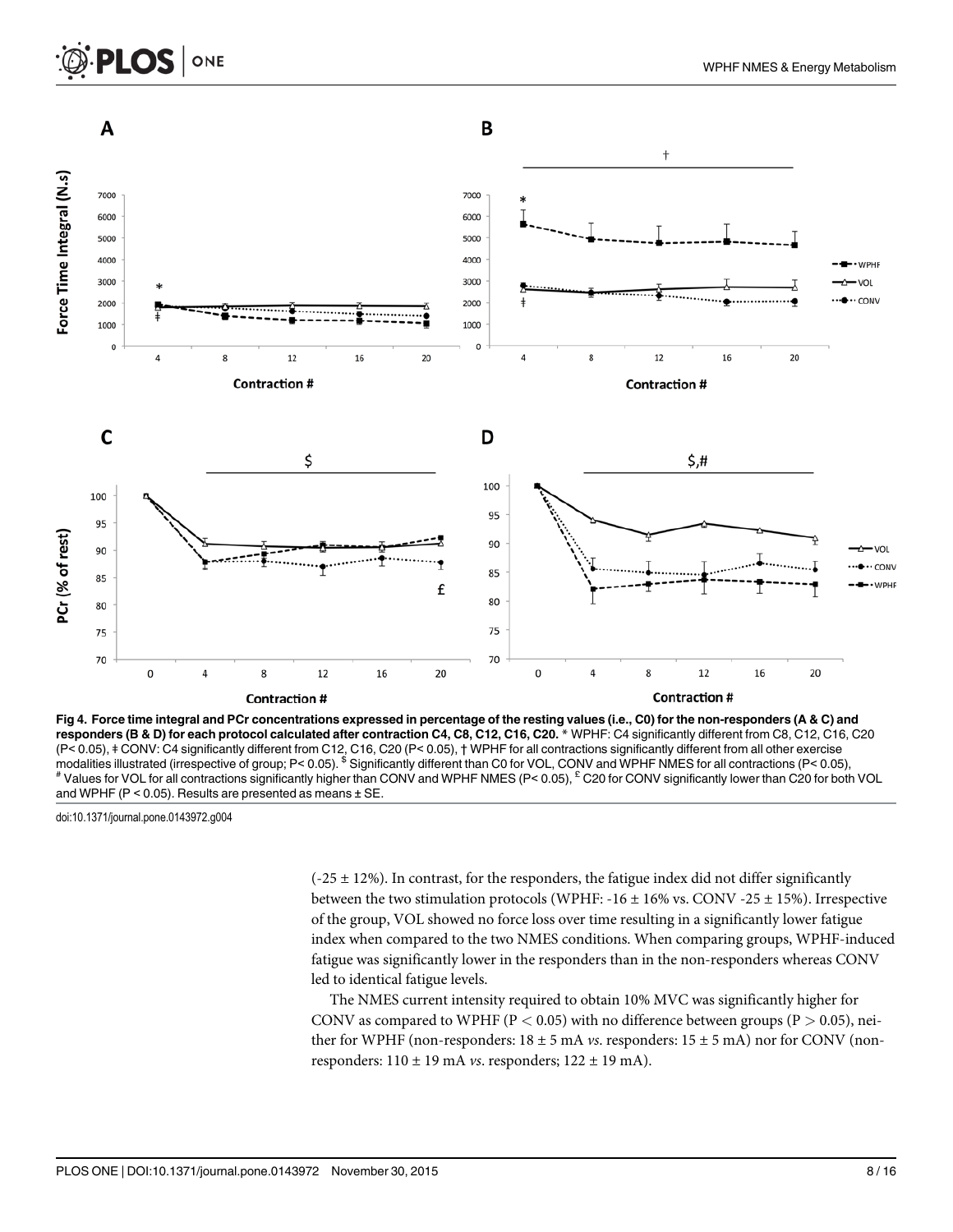**Fig 4. Force time integral and PCr concentrations expressed in percentage of the resting values (i.e., C0) for the non-responders (A & C) and responders (B & D) for each protocol calculated after contraction C4, C8, C12, C16, C20.** * WPHF: C4 significantly different from C8, C12, C16, C20 (P< 0.05), ǂ CONV: C4 significantly different from C12, C16, C20 (P< 0.05), † WPHF for all contractions significantly different from all other exercise modalities illustrated (irrespective of group; P< 0.05). $ Significantly different than C0 for VOL, CONV and WPHF NMES for all contractions (P< 0.05), # Values for VOL for all contractions significantly higher than CONV and WPHF NMES (P< 0.05), £ C20 for CONV significantly lower than C20 for both VOL and WPHF (P < 0.05). Results are presented as means ± SE.

doi:10.1371/journal.pone.0143972.g004

(-25 ± 12%). In contrast, for the responders, the fatigue index did not differ significantly between the two stimulation protocols (WPHF: -16 ± 16% vs. CONV -25 ± 15%). Irrespective of the group, VOL showed no force loss over time resulting in a significantly lower fatigue index when compared to the two NMES conditions. When comparing groups, WPHF-induced fatigue was significantly lower in the responders than in the non-responders whereas CONV led to identical fatigue levels.

The NMES current intensity required to obtain 10% MVC was significantly higher for CONV as compared to WPHF ($P < 0.05$) with no difference between groups ($P > 0.05$), neither for WPHF (non-responders: 18 ± 5 mA *vs*. responders: 15 ± 5 mA) nor for CONV (non-responders: 110 ± 19 mA *vs*. responders; 122 ± 19 mA).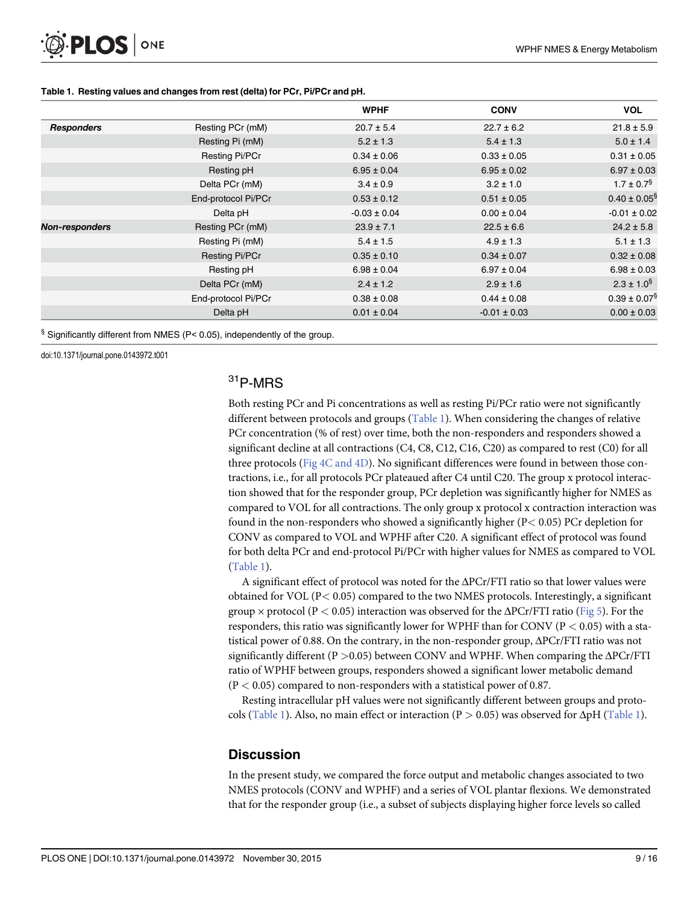**Table 1. Resting values and changes from rest (delta) for PCr, Pi/PCr and pH.**

| | | WPHF | CONV | VOL |
|---|---|---|---|---|
| ***Responders*** | Resting PCr (mM) | 20.7 ± 5.4 | 22.7 ± 6.2 | 21.8 ± 5.9 |
| | Resting Pi (mM) | 5.2 ± 1.3 | 5.4 ± 1.3 | 5.0 ± 1.4 |
| | Resting Pi/PCr | 0.34 ± 0.06 | 0.33 ± 0.05 | 0.31 ± 0.05 |
| | Resting pH | 6.95 ± 0.04 | 6.95 ± 0.02 | 6.97 ± 0.03 |
| | Delta PCr (mM) | 3.4 ± 0.9 | 3.2 ± 1.0 | 1.7 ± 0.7[§] |
| | End-protocol Pi/PCr | 0.53 ± 0.12 | 0.51 ± 0.05 | 0.40 ± 0.05[§] |
| | Delta pH | -0.03 ± 0.04 | 0.00 ± 0.04 | -0.01 ± 0.02 |
| ***Non-responders*** | Resting PCr (mM) | 23.9 ± 7.1 | 22.5 ± 6.6 | 24.2 ± 5.8 |
| | Resting Pi (mM) | 5.4 ± 1.5 | 4.9 ± 1.3 | 5.1 ± 1.3 |
| | Resting Pi/PCr | 0.35 ± 0.10 | 0.34 ± 0.07 | 0.32 ± 0.08 |
| | Resting pH | 6.98 ± 0.04 | 6.97 ± 0.04 | 6.98 ± 0.03 |
| | Delta PCr (mM) | 2.4 ± 1.2 | 2.9 ± 1.6 | 2.3 ± 1.0[§] |
| | End-protocol Pi/PCr | 0.38 ± 0.08 | 0.44 ± 0.08 | 0.39 ± 0.07[§] |
| | Delta pH | 0.01 ± 0.04 | -0.01 ± 0.03 | 0.00 ± 0.03 |

[§] Significantly different from NMES ($P < 0.05$), independently of the group.

doi:10.1371/journal.pone.0143972.t001

## $^{31}$P-MRS

Both resting PCr and Pi concentrations as well as resting Pi/PCr ratio were not significantly different between protocols and groups (Table 1). When considering the changes of relative PCr concentration (% of rest) over time, both the non-responders and responders showed a significant decline at all contractions (C4, C8, C12, C16, C20) as compared to rest (C0) for all three protocols (Fig 4C and 4D). No significant differences were found in between those contractions, i.e., for all protocols PCr plateaued after C4 until C20. The group x protocol interaction showed that for the responder group, PCr depletion was significantly higher for NMES as compared to VOL for all contractions. The only group x protocol x contraction interaction was found in the non-responders who showed a significantly higher ($P < 0.05$) PCr depletion for CONV as compared to VOL and WPHF after C20. A significant effect of protocol was found for both delta PCr and end-protocol Pi/PCr with higher values for NMES as compared to VOL (Table 1).

A significant effect of protocol was noted for the ΔPCr/FTI ratio so that lower values were obtained for VOL ($P < 0.05$) compared to the two NMES protocols. Interestingly, a significant group × protocol ($P < 0.05$) interaction was observed for the ΔPCr/FTI ratio (Fig 5). For the responders, this ratio was significantly lower for WPHF than for CONV ($P < 0.05$) with a statistical power of 0.88. On the contrary, in the non-responder group, ΔPCr/FTI ratio was not significantly different ($P > 0.05$) between CONV and WPHF. When comparing the ΔPCr/FTI ratio of WPHF between groups, responders showed a significant lower metabolic demand ($P < 0.05$) compared to non-responders with a statistical power of 0.87.

Resting intracellular pH values were not significantly different between groups and protocols (Table 1). Also, no main effect or interaction ($P > 0.05$) was observed for ΔpH (Table 1).

## Discussion

In the present study, we compared the force output and metabolic changes associated to two NMES protocols (CONV and WPHF) and a series of VOL plantar flexions. We demonstrated that for the responder group (i.e., a subset of subjects displaying higher force levels so called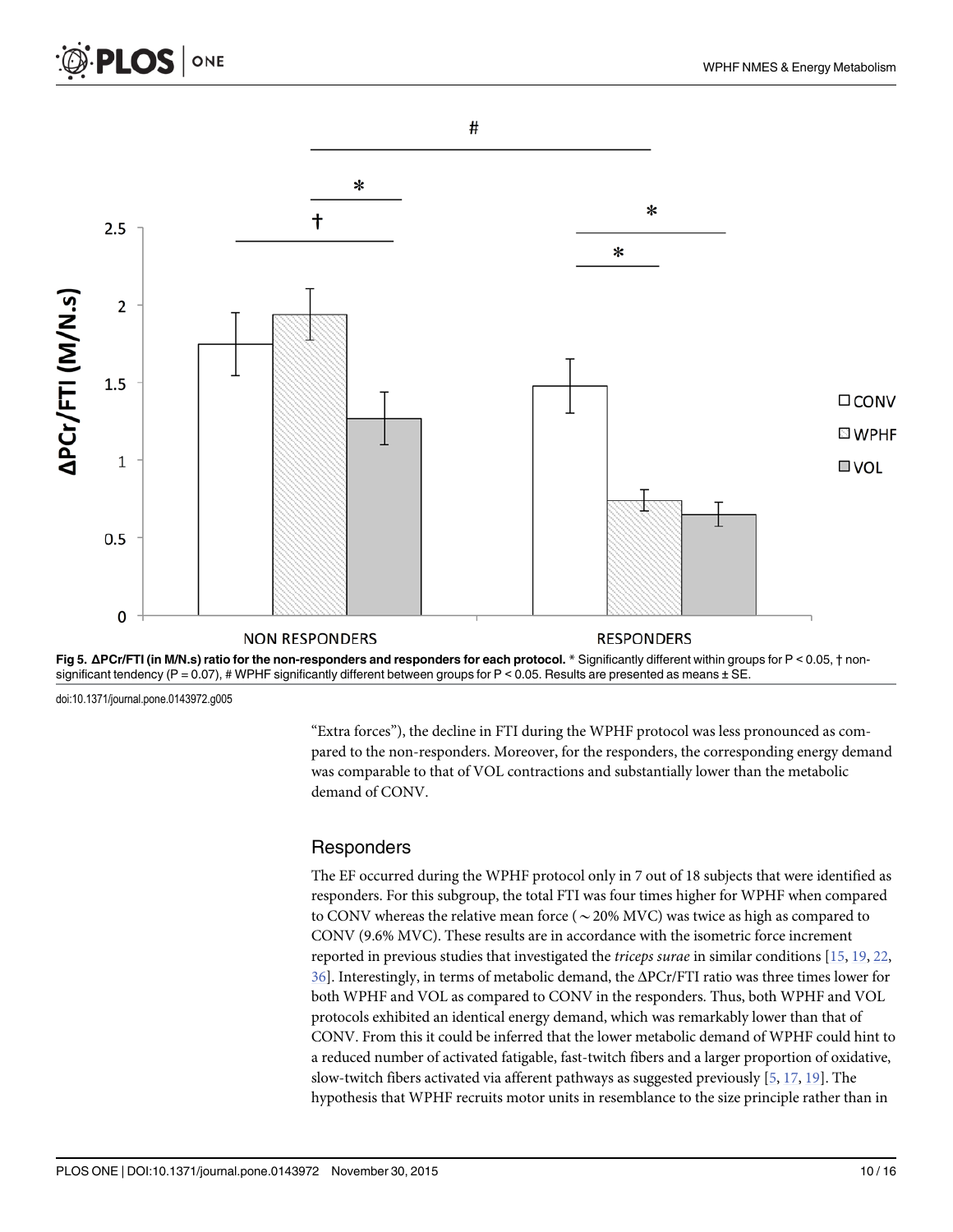Fig 5. ΔPCr/FTI (in M/N.s) ratio for the non-responders and responders for each protocol. * Significantly different within groups for $P < 0.05$, † non-significant tendency ($P = 0.07$), # WPHF significantly different between groups for $P < 0.05$. Results are presented as means ± SE.

doi:10.1371/journal.pone.0143972.g005

"Extra forces"), the decline in FTI during the WPHF protocol was less pronounced as compared to the non-responders. Moreover, for the responders, the corresponding energy demand was comparable to that of VOL contractions and substantially lower than the metabolic demand of CONV.

## Responders

The EF occurred during the WPHF protocol only in 7 out of 18 subjects that were identified as responders. For this subgroup, the total FTI was four times higher for WPHF when compared to CONV whereas the relative mean force ($\sim$20% MVC) was twice as high as compared to CONV (9.6% MVC). These results are in accordance with the isometric force increment reported in previous studies that investigated the *triceps surae* in similar conditions [15, 19, 22, 36]. Interestingly, in terms of metabolic demand, the ΔPCr/FTI ratio was three times lower for both WPHF and VOL as compared to CONV in the responders. Thus, both WPHF and VOL protocols exhibited an identical energy demand, which was remarkably lower than that of CONV. From this it could be inferred that the lower metabolic demand of WPHF could hint to a reduced number of activated fatigable, fast-twitch fibers and a larger proportion of oxidative, slow-twitch fibers activated via afferent pathways as suggested previously [5, 17, 19]. The hypothesis that WPHF recruits motor units in resemblance to the size principle rather than in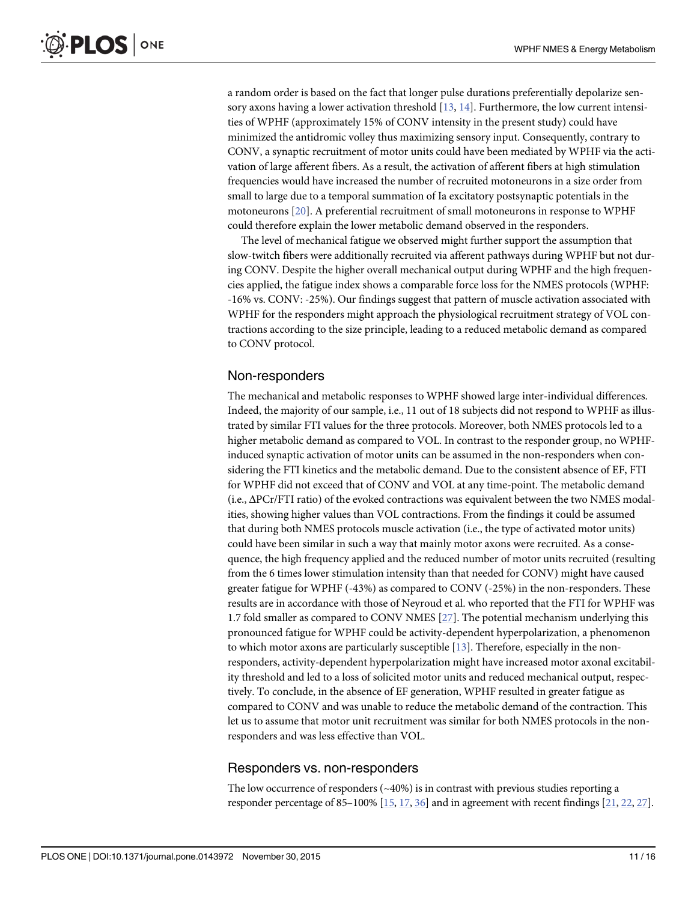a random order is based on the fact that longer pulse durations preferentially depolarize sensory axons having a lower activation threshold [13, 14]. Furthermore, the low current intensities of WPHF (approximately 15% of CONV intensity in the present study) could have minimized the antidromic volley thus maximizing sensory input. Consequently, contrary to CONV, a synaptic recruitment of motor units could have been mediated by WPHF via the activation of large afferent fibers. As a result, the activation of afferent fibers at high stimulation frequencies would have increased the number of recruited motoneurons in a size order from small to large due to a temporal summation of Ia excitatory postsynaptic potentials in the motoneurons [20]. A preferential recruitment of small motoneurons in response to WPHF could therefore explain the lower metabolic demand observed in the responders.

The level of mechanical fatigue we observed might further support the assumption that slow-twitch fibers were additionally recruited via afferent pathways during WPHF but not during CONV. Despite the higher overall mechanical output during WPHF and the high frequencies applied, the fatigue index shows a comparable force loss for the NMES protocols (WPHF: -16% vs. CONV: -25%). Our findings suggest that pattern of muscle activation associated with WPHF for the responders might approach the physiological recruitment strategy of VOL contractions according to the size principle, leading to a reduced metabolic demand as compared to CONV protocol.

## Non-responders

The mechanical and metabolic responses to WPHF showed large inter-individual differences. Indeed, the majority of our sample, i.e., 11 out of 18 subjects did not respond to WPHF as illustrated by similar FTI values for the three protocols. Moreover, both NMES protocols led to a higher metabolic demand as compared to VOL. In contrast to the responder group, no WPHF-induced synaptic activation of motor units can be assumed in the non-responders when considering the FTI kinetics and the metabolic demand. Due to the consistent absence of EF, FTI for WPHF did not exceed that of CONV and VOL at any time-point. The metabolic demand (i.e., ΔPCr/FTI ratio) of the evoked contractions was equivalent between the two NMES modalities, showing higher values than VOL contractions. From the findings it could be assumed that during both NMES protocols muscle activation (i.e., the type of activated motor units) could have been similar in such a way that mainly motor axons were recruited. As a consequence, the high frequency applied and the reduced number of motor units recruited (resulting from the 6 times lower stimulation intensity than that needed for CONV) might have caused greater fatigue for WPHF (-43%) as compared to CONV (-25%) in the non-responders. These results are in accordance with those of Neyroud et al. who reported that the FTI for WPHF was 1.7 fold smaller as compared to CONV NMES [27]. The potential mechanism underlying this pronounced fatigue for WPHF could be activity-dependent hyperpolarization, a phenomenon to which motor axons are particularly susceptible [13]. Therefore, especially in the non-responders, activity-dependent hyperpolarization might have increased motor axonal excitability threshold and led to a loss of solicited motor units and reduced mechanical output, respectively. To conclude, in the absence of EF generation, WPHF resulted in greater fatigue as compared to CONV and was unable to reduce the metabolic demand of the contraction. This let us to assume that motor unit recruitment was similar for both NMES protocols in the non-responders and was less effective than VOL.

## Responders vs. non-responders

The low occurrence of responders (~40%) is in contrast with previous studies reporting a responder percentage of 85–100% [15, 17, 36] and in agreement with recent findings [21, 22, 27].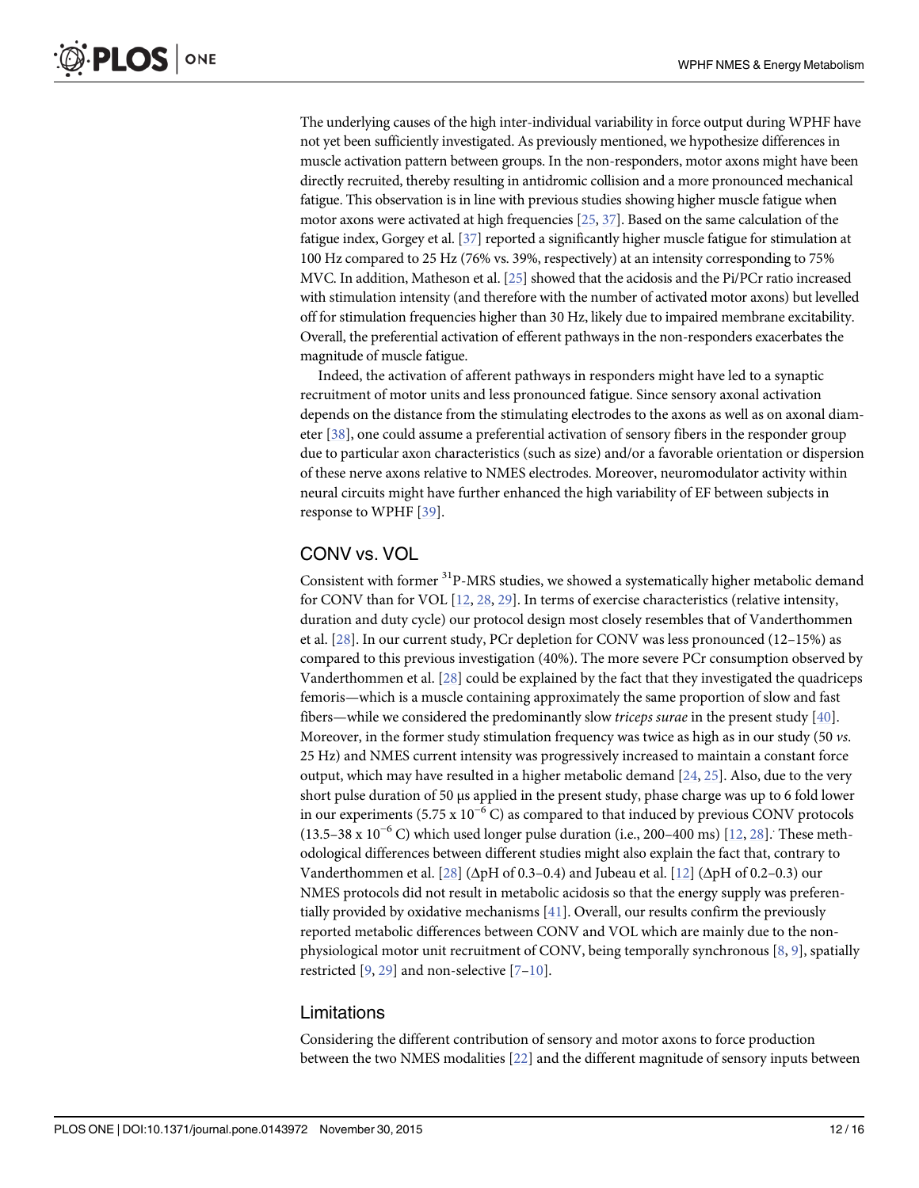The underlying causes of the high inter-individual variability in force output during WPHF have not yet been sufficiently investigated. As previously mentioned, we hypothesize differences in muscle activation pattern between groups. In the non-responders, motor axons might have been directly recruited, thereby resulting in antidromic collision and a more pronounced mechanical fatigue. This observation is in line with previous studies showing higher muscle fatigue when motor axons were activated at high frequencies [25, 37]. Based on the same calculation of the fatigue index, Gorgey et al. [37] reported a significantly higher muscle fatigue for stimulation at 100 Hz compared to 25 Hz (76% vs. 39%, respectively) at an intensity corresponding to 75% MVC. In addition, Matheson et al. [25] showed that the acidosis and the Pi/PCr ratio increased with stimulation intensity (and therefore with the number of activated motor axons) but levelled off for stimulation frequencies higher than 30 Hz, likely due to impaired membrane excitability. Overall, the preferential activation of efferent pathways in the non-responders exacerbates the magnitude of muscle fatigue.

Indeed, the activation of afferent pathways in responders might have led to a synaptic recruitment of motor units and less pronounced fatigue. Since sensory axonal activation depends on the distance from the stimulating electrodes to the axons as well as on axonal diameter [38], one could assume a preferential activation of sensory fibers in the responder group due to particular axon characteristics (such as size) and/or a favorable orientation or dispersion of these nerve axons relative to NMES electrodes. Moreover, neuromodulator activity within neural circuits might have further enhanced the high variability of EF between subjects in response to WPHF [39].

## CONV vs. VOL

Consistent with former $^{31}$P-MRS studies, we showed a systematically higher metabolic demand for CONV than for VOL [12, 28, 29]. In terms of exercise characteristics (relative intensity, duration and duty cycle) our protocol design most closely resembles that of Vanderthommen et al. [28]. In our current study, PCr depletion for CONV was less pronounced (12–15%) as compared to this previous investigation (40%). The more severe PCr consumption observed by Vanderthommen et al. [28] could be explained by the fact that they investigated the quadriceps femoris—which is a muscle containing approximately the same proportion of slow and fast fibers—while we considered the predominantly slow *triceps surae* in the present study [40]. Moreover, in the former study stimulation frequency was twice as high as in our study (50 *vs*. 25 Hz) and NMES current intensity was progressively increased to maintain a constant force output, which may have resulted in a higher metabolic demand [24, 25]. Also, due to the very short pulse duration of 50 μs applied in the present study, phase charge was up to 6 fold lower in our experiments ($5.75 \times 10^{-6}$ C) as compared to that induced by previous CONV protocols ($13.5–38 \times 10^{-6}$ C) which used longer pulse duration (i.e., 200–400 ms) [12, 28]. These methodological differences between different studies might also explain the fact that, contrary to Vanderthommen et al. [28] (ΔpH of 0.3–0.4) and Jubeau et al. [12] (ΔpH of 0.2–0.3) our NMES protocols did not result in metabolic acidosis so that the energy supply was preferentially provided by oxidative mechanisms [41]. Overall, our results confirm the previously reported metabolic differences between CONV and VOL which are mainly due to the non-physiological motor unit recruitment of CONV, being temporally synchronous [8, 9], spatially restricted [9, 29] and non-selective [7–10].

## Limitations

Considering the different contribution of sensory and motor axons to force production between the two NMES modalities [22] and the different magnitude of sensory inputs between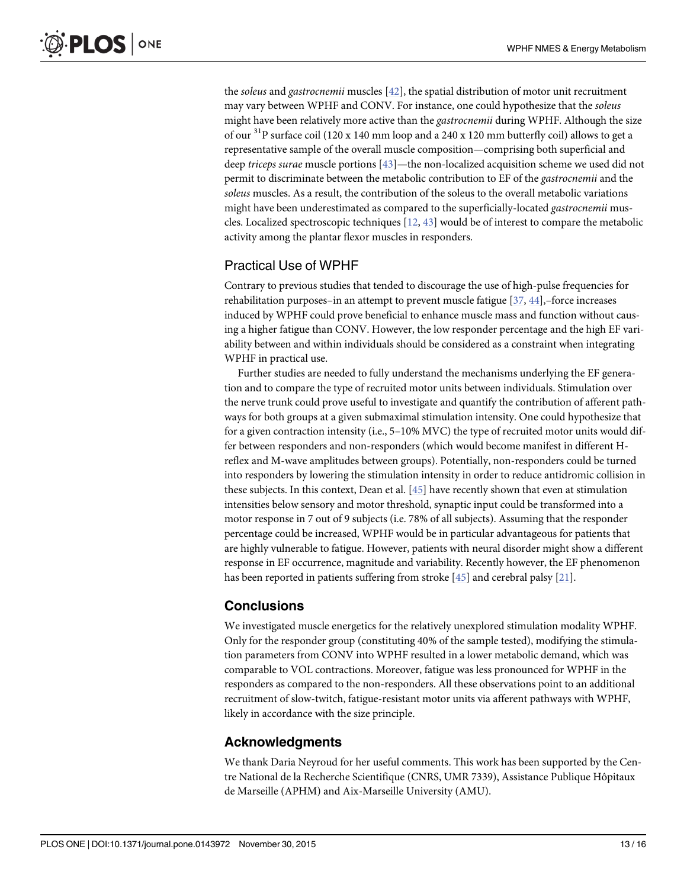the *soleus* and *gastrocnemii* muscles [42], the spatial distribution of motor unit recruitment may vary between WPHF and CONV. For instance, one could hypothesize that the *soleus* might have been relatively more active than the *gastrocnemii* during WPHF. Although the size of our $^{31}P$ surface coil (120 x 140 mm loop and a 240 x 120 mm butterfly coil) allows to get a representative sample of the overall muscle composition—comprising both superficial and deep *triceps surae* muscle portions [43]—the non-localized acquisition scheme we used did not permit to discriminate between the metabolic contribution to EF of the *gastrocnemii* and the *soleus* muscles. As a result, the contribution of the soleus to the overall metabolic variations might have been underestimated as compared to the superficially-located *gastrocnemii* muscles. Localized spectroscopic techniques [12, 43] would be of interest to compare the metabolic activity among the plantar flexor muscles in responders.

## Practical Use of WPHF

Contrary to previous studies that tended to discourage the use of high-pulse frequencies for rehabilitation purposes–in an attempt to prevent muscle fatigue [37, 44],–force increases induced by WPHF could prove beneficial to enhance muscle mass and function without causing a higher fatigue than CONV. However, the low responder percentage and the high EF variability between and within individuals should be considered as a constraint when integrating WPHF in practical use.

Further studies are needed to fully understand the mechanisms underlying the EF generation and to compare the type of recruited motor units between individuals. Stimulation over the nerve trunk could prove useful to investigate and quantify the contribution of afferent pathways for both groups at a given submaximal stimulation intensity. One could hypothesize that for a given contraction intensity (i.e., 5–10% MVC) the type of recruited motor units would differ between responders and non-responders (which would become manifest in different H-reflex and M-wave amplitudes between groups). Potentially, non-responders could be turned into responders by lowering the stimulation intensity in order to reduce antidromic collision in these subjects. In this context, Dean et al. [45] have recently shown that even at stimulation intensities below sensory and motor threshold, synaptic input could be transformed into a motor response in 7 out of 9 subjects (i.e. 78% of all subjects). Assuming that the responder percentage could be increased, WPHF would be in particular advantageous for patients that are highly vulnerable to fatigue. However, patients with neural disorder might show a different response in EF occurrence, magnitude and variability. Recently however, the EF phenomenon has been reported in patients suffering from stroke [45] and cerebral palsy [21].

## Conclusions

We investigated muscle energetics for the relatively unexplored stimulation modality WPHF. Only for the responder group (constituting 40% of the sample tested), modifying the stimulation parameters from CONV into WPHF resulted in a lower metabolic demand, which was comparable to VOL contractions. Moreover, fatigue was less pronounced for WPHF in the responders as compared to the non-responders. All these observations point to an additional recruitment of slow-twitch, fatigue-resistant motor units via afferent pathways with WPHF, likely in accordance with the size principle.

## Acknowledgments

We thank Daria Neyroud for her useful comments. This work has been supported by the Centre National de la Recherche Scientifique (CNRS, UMR 7339), Assistance Publique Hôpitaux de Marseille (APHM) and Aix-Marseille University (AMU).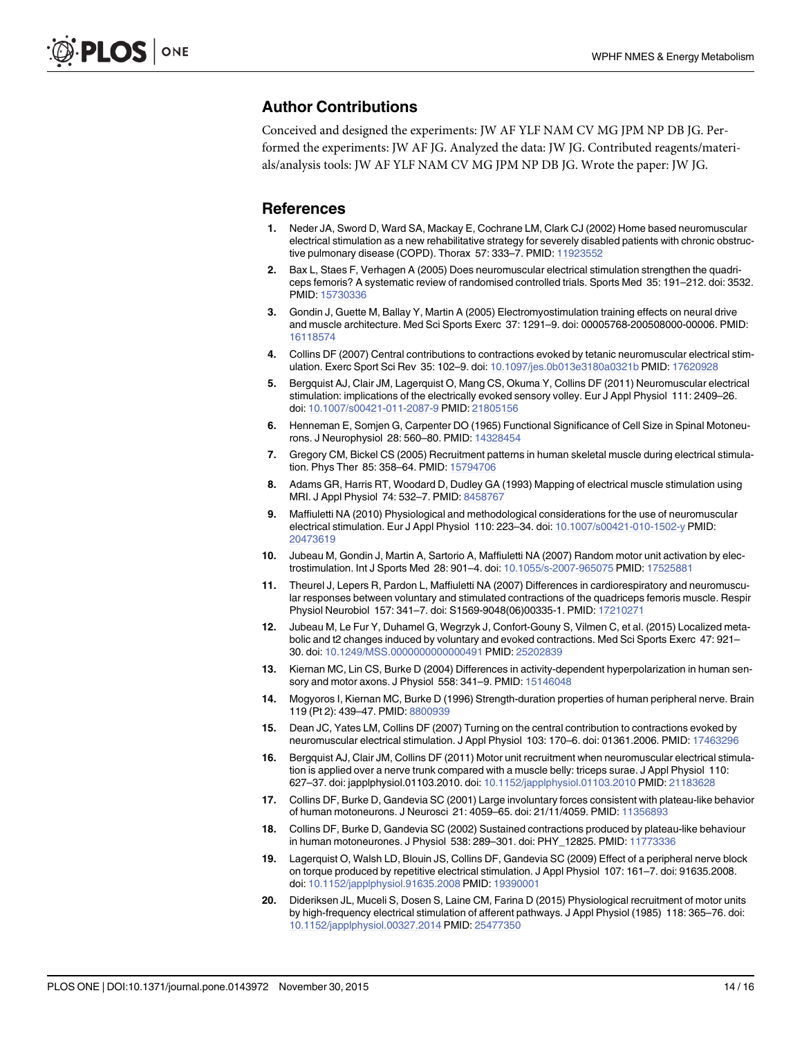## Author Contributions

Conceived and designed the experiments: JW AF YLF NAM CV MG JPM NP DB JG. Performed the experiments: JW AF JG. Analyzed the data: JW JG. Contributed reagents/materials/analysis tools: JW AF YLF NAM CV MG JPM NP DB JG. Wrote the paper: JW JG.

## References

1. Neder JA, Sword D, Ward SA, Mackay E, Cochrane LM, Clark CJ (2002) Home based neuromuscular electrical stimulation as a new rehabilitative strategy for severely disabled patients with chronic obstructive pulmonary disease (COPD). Thorax 57: 333–7. PMID: 11923552
2. Bax L, Staes F, Verhagen A (2005) Does neuromuscular electrical stimulation strengthen the quadriceps femoris? A systematic review of randomised controlled trials. Sports Med 35: 191–212. doi: 3532. PMID: 15730336
3. Gondin J, Guette M, Ballay Y, Martin A (2005) Electromyostimulation training effects on neural drive and muscle architecture. Med Sci Sports Exerc 37: 1291–9. doi: 00005768-200508000-00006. PMID: 16118574
4. Collins DF (2007) Central contributions to contractions evoked by tetanic neuromuscular electrical stimulation. Exerc Sport Sci Rev 35: 102–9. doi: 10.1097/jes.0b013e3180a0321b PMID: 17620928
5. Bergquist AJ, Clair JM, Lagerquist O, Mang CS, Okuma Y, Collins DF (2011) Neuromuscular electrical stimulation: implications of the electrically evoked sensory volley. Eur J Appl Physiol 111: 2409–26. doi: 10.1007/s00421-011-2087-9 PMID: 21805156
6. Henneman E, Somjen G, Carpenter DO (1965) Functional Significance of Cell Size in Spinal Motoneurons. J Neurophysiol 28: 560–80. PMID: 14328454
7. Gregory CM, Bickel CS (2005) Recruitment patterns in human skeletal muscle during electrical stimulation. Phys Ther 85: 358–64. PMID: 15794706
8. Adams GR, Harris RT, Woodard D, Dudley GA (1993) Mapping of electrical muscle stimulation using MRI. J Appl Physiol 74: 532–7. PMID: 8458767
9. Maffiuletti NA (2010) Physiological and methodological considerations for the use of neuromuscular electrical stimulation. Eur J Appl Physiol 110: 223–34. doi: 10.1007/s00421-010-1502-y PMID: 20473619
10. Jubeau M, Gondin J, Martin A, Sartorio A, Maffiuletti NA (2007) Random motor unit activation by electrostimulation. Int J Sports Med 28: 901–4. doi: 10.1055/s-2007-965075 PMID: 17525881
11. Theurel J, Lepers R, Pardon L, Maffiuletti NA (2007) Differences in cardiorespiratory and neuromuscular responses between voluntary and stimulated contractions of the quadriceps femoris muscle. Respir Physiol Neurobiol 157: 341–7. doi: S1569-9048(06)00335-1. PMID: 17210271
12. Jubeau M, Le Fur Y, Duhamel G, Wegrzyk J, Confort-Gouny S, Vilmen C, et al. (2015) Localized metabolic and t2 changes induced by voluntary and evoked contractions. Med Sci Sports Exerc 47: 921–30. doi: 10.1249/MSS.0000000000000491 PMID: 25202839
13. Kiernan MC, Lin CS, Burke D (2004) Differences in activity-dependent hyperpolarization in human sensory and motor axons. J Physiol 558: 341–9. PMID: 15146048
14. Mogyoros I, Kiernan MC, Burke D (1996) Strength-duration properties of human peripheral nerve. Brain 119 (Pt 2): 439–47. PMID: 8800939
15. Dean JC, Yates LM, Collins DF (2007) Turning on the central contribution to contractions evoked by neuromuscular electrical stimulation. J Appl Physiol 103: 170–6. doi: 01361.2006. PMID: 17463296
16. Bergquist AJ, Clair JM, Collins DF (2011) Motor unit recruitment when neuromuscular electrical stimulation is applied over a nerve trunk compared with a muscle belly: triceps surae. J Appl Physiol 110: 627–37. doi: japplphysiol.01103.2010. doi: 10.1152/japplphysiol.01103.2010 PMID: 21183628
17. Collins DF, Burke D, Gandevia SC (2001) Large involuntary forces consistent with plateau-like behavior of human motoneurons. J Neurosci 21: 4059–65. doi: 21/11/4059. PMID: 11356893
18. Collins DF, Burke D, Gandevia SC (2002) Sustained contractions produced by plateau-like behaviour in human motoneurones. J Physiol 538: 289–301. doi: PHY_12825. PMID: 11773336
19. Lagerquist O, Walsh LD, Blouin JS, Collins DF, Gandevia SC (2009) Effect of a peripheral nerve block on torque produced by repetitive electrical stimulation. J Appl Physiol 107: 161–7. doi: 91635.2008. doi: 10.1152/japplphysiol.91635.2008 PMID: 19390001
20. Dideriksen JL, Muceli S, Dosen S, Laine CM, Farina D (2015) Physiological recruitment of motor units by high-frequency electrical stimulation of afferent pathways. J Appl Physiol (1985) 118: 365–76. doi: 10.1152/japplphysiol.00327.2014 PMID: 25477350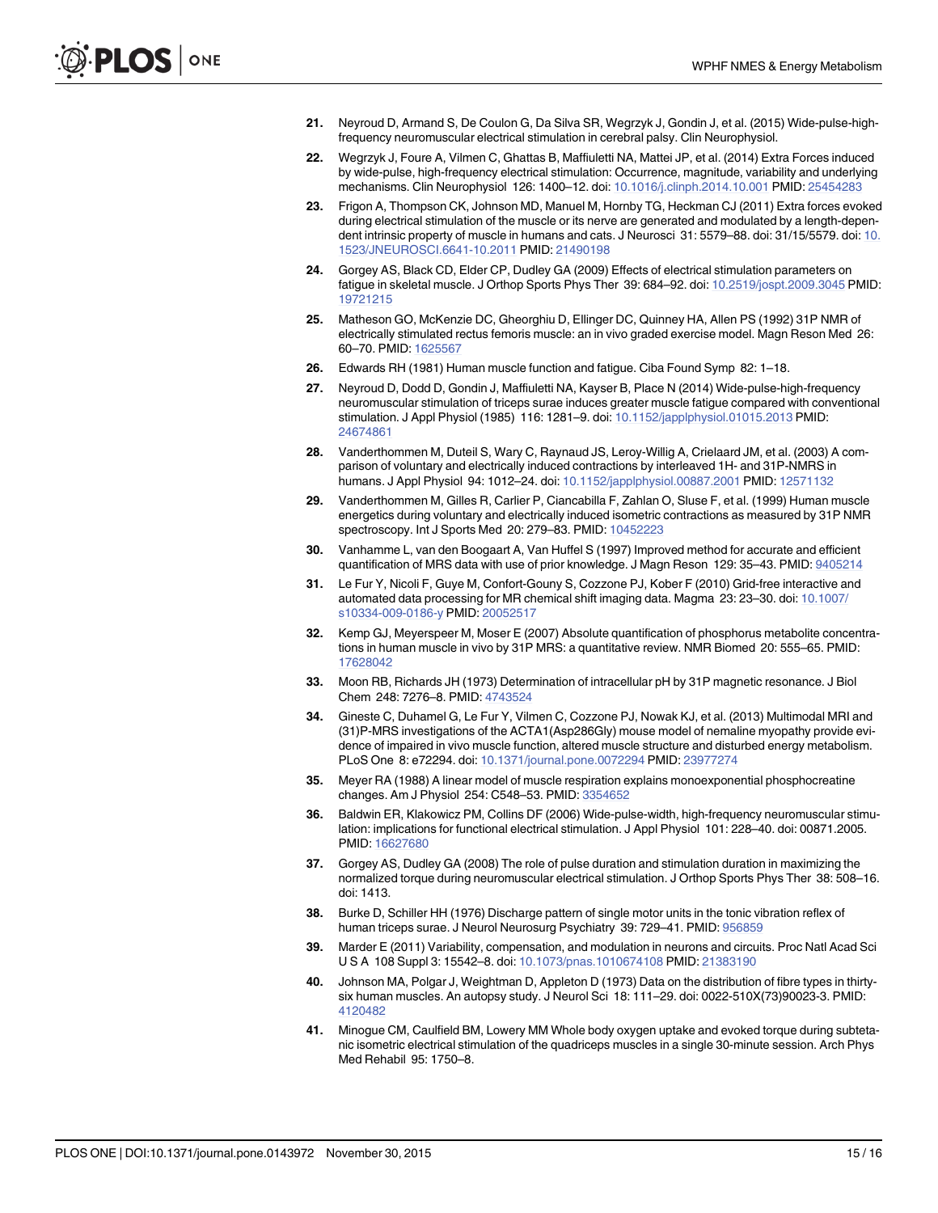21. Neyroud D, Armand S, De Coulon G, Da Silva SR, Wegrzyk J, Gondin J, et al. (2015) Wide-pulse-high-frequency neuromuscular electrical stimulation in cerebral palsy. Clin Neurophysiol.

22. Wegrzyk J, Foure A, Vilmen C, Ghattas B, Maffiuletti NA, Mattei JP, et al. (2014) Extra Forces induced by wide-pulse, high-frequency electrical stimulation: Occurrence, magnitude, variability and underlying mechanisms. Clin Neurophysiol 126: 1400–12. doi: 10.1016/j.clinph.2014.10.001 PMID: 25454283

23. Frigon A, Thompson CK, Johnson MD, Manuel M, Hornby TG, Heckman CJ (2011) Extra forces evoked during electrical stimulation of the muscle or its nerve are generated and modulated by a length-dependent intrinsic property of muscle in humans and cats. J Neurosci 31: 5579–88. doi: 31/15/5579. doi: 10.1523/JNEUROSCI.6641-10.2011 PMID: 21490198

24. Gorgey AS, Black CD, Elder CP, Dudley GA (2009) Effects of electrical stimulation parameters on fatigue in skeletal muscle. J Orthop Sports Phys Ther 39: 684–92. doi: 10.2519/jospt.2009.3045 PMID: 19721215

25. Matheson GO, McKenzie DC, Gheorghiu D, Ellinger DC, Quinney HA, Allen PS (1992) 31P NMR of electrically stimulated rectus femoris muscle: an in vivo graded exercise model. Magn Reson Med 26: 60–70. PMID: 1625567

26. Edwards RH (1981) Human muscle function and fatigue. Ciba Found Symp 82: 1–18.

27. Neyroud D, Dodd D, Gondin J, Maffiuletti NA, Kayser B, Place N (2014) Wide-pulse-high-frequency neuromuscular stimulation of triceps surae induces greater muscle fatigue compared with conventional stimulation. J Appl Physiol (1985) 116: 1281–9. doi: 10.1152/japplphysiol.01015.2013 PMID: 24674861

28. Vanderthommen M, Duteil S, Wary C, Raynaud JS, Leroy-Willig A, Crielaard JM, et al. (2003) A comparison of voluntary and electrically induced contractions by interleaved 1H- and 31P-NMRS in humans. J Appl Physiol 94: 1012–24. doi: 10.1152/japplphysiol.00887.2001 PMID: 12571132

29. Vanderthommen M, Gilles R, Carlier P, Ciancabilla F, Zahlan O, Sluse F, et al. (1999) Human muscle energetics during voluntary and electrically induced isometric contractions as measured by 31P NMR spectroscopy. Int J Sports Med 20: 279–83. PMID: 10452223

30. Vanhamme L, van den Boogaart A, Van Huffel S (1997) Improved method for accurate and efficient quantification of MRS data with use of prior knowledge. J Magn Reson 129: 35–43. PMID: 9405214

31. Le Fur Y, Nicoli F, Guye M, Confort-Gouny S, Cozzone PJ, Kober F (2010) Grid-free interactive and automated data processing for MR chemical shift imaging data. Magma 23: 23–30. doi: 10.1007/s10334-009-0186-y PMID: 20052517

32. Kemp GJ, Meyerspeer M, Moser E (2007) Absolute quantification of phosphorus metabolite concentrations in human muscle in vivo by 31P MRS: a quantitative review. NMR Biomed 20: 555–65. PMID: 17628042

33. Moon RB, Richards JH (1973) Determination of intracellular pH by 31P magnetic resonance. J Biol Chem 248: 7276–8. PMID: 4743524

34. Gineste C, Duhamel G, Le Fur Y, Vilmen C, Cozzone PJ, Nowak KJ, et al. (2013) Multimodal MRI and (31)P-MRS investigations of the ACTA1(Asp286Gly) mouse model of nemaline myopathy provide evidence of impaired in vivo muscle function, altered muscle structure and disturbed energy metabolism. PLoS One 8: e72294. doi: 10.1371/journal.pone.0072294 PMID: 23977274

35. Meyer RA (1988) A linear model of muscle respiration explains monoexponential phosphocreatine changes. Am J Physiol 254: C548–53. PMID: 3354652

36. Baldwin ER, Klakowicz PM, Collins DF (2006) Wide-pulse-width, high-frequency neuromuscular stimulation: implications for functional electrical stimulation. J Appl Physiol 101: 228–40. doi: 00871.2005. PMID: 16627680

37. Gorgey AS, Dudley GA (2008) The role of pulse duration and stimulation duration in maximizing the normalized torque during neuromuscular electrical stimulation. J Orthop Sports Phys Ther 38: 508–16. doi: 1413.

38. Burke D, Schiller HH (1976) Discharge pattern of single motor units in the tonic vibration reflex of human triceps surae. J Neurol Neurosurg Psychiatry 39: 729–41. PMID: 956859

39. Marder E (2011) Variability, compensation, and modulation in neurons and circuits. Proc Natl Acad Sci U S A 108 Suppl 3: 15542–8. doi: 10.1073/pnas.1010674108 PMID: 21383190

40. Johnson MA, Polgar J, Weightman D, Appleton D (1973) Data on the distribution of fibre types in thirty-six human muscles. An autopsy study. J Neurol Sci 18: 111–29. doi: 0022-510X(73)90023-3. PMID: 4120482

41. Minogue CM, Caulfield BM, Lowery MM Whole body oxygen uptake and evoked torque during subtetanic isometric electrical stimulation of the quadriceps muscles in a single 30-minute session. Arch Phys Med Rehabil 95: 1750–8.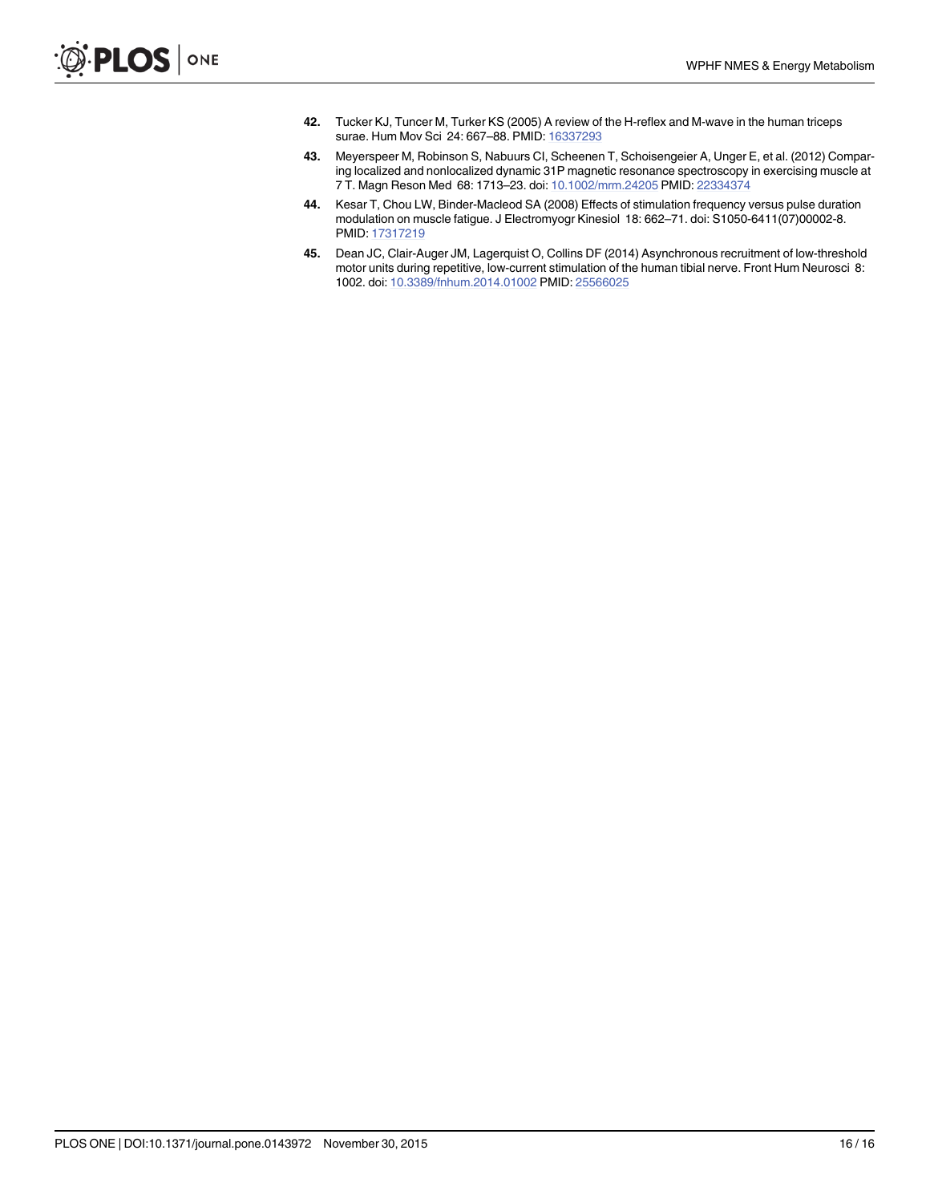42. Tucker KJ, Tuncer M, Turker KS (2005) A review of the H-reflex and M-wave in the human triceps surae. Hum Mov Sci 24: 667–88. PMID: 16337293

43. Meyerspeer M, Robinson S, Nabuurs CI, Scheenen T, Schoisengeier A, Unger E, et al. (2012) Comparing localized and nonlocalized dynamic 31P magnetic resonance spectroscopy in exercising muscle at 7 T. Magn Reson Med 68: 1713–23. doi: 10.1002/mrm.24205 PMID: 22334374

44. Kesar T, Chou LW, Binder-Macleod SA (2008) Effects of stimulation frequency versus pulse duration modulation on muscle fatigue. J Electromyogr Kinesiol 18: 662–71. doi: S1050-6411(07)00002-8. PMID: 17317219

45. Dean JC, Clair-Auger JM, Lagerquist O, Collins DF (2014) Asynchronous recruitment of low-threshold motor units during repetitive, low-current stimulation of the human tibial nerve. Front Hum Neurosci 8: 1002. doi: 10.3389/fnhum.2014.01002 PMID: 25566025